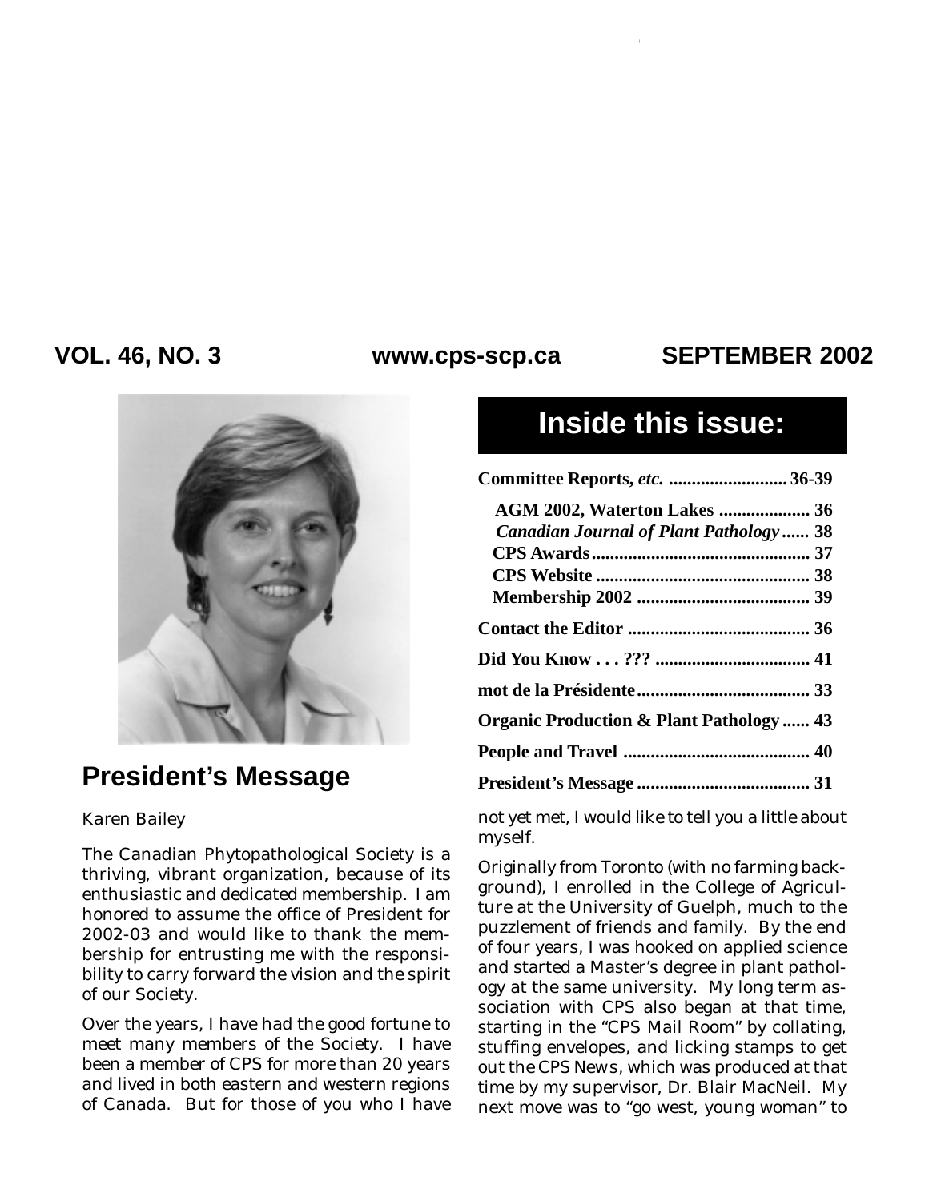**VOL. 46, NO. 3** **www.cps-scp.ca** **SEPTEMBER 2002**

## Inside this issue:

| | |
|---|---|
| **Committee Reports, *etc.*** | **36-39** |
| **AGM 2002, Waterton Lakes** | **36** |
| ***Canadian Journal of Plant Pathology*** | **38** |
| **CPS Awards** | **37** |
| **CPS Website** | **38** |
| **Membership 2002** | **39** |
| **Contact the Editor** | **36** |
| **Did You Know . . . ???** | **41** |
| **mot de la Présidente** | **33** |
| **Organic Production & Plant Pathology** | **43** |
| **People and Travel** | **40** |
| **President's Message** | **31** |

## President's Message

Karen Bailey

The Canadian Phytopathological Society is a thriving, vibrant organization, because of its enthusiastic and dedicated membership. I am honored to assume the office of President for 2002-03 and would like to thank the membership for entrusting me with the responsibility to carry forward the vision and the spirit of our Society.

Over the years, I have had the good fortune to meet many members of the Society. I have been a member of CPS for more than 20 years and lived in both eastern and western regions of Canada. But for those of you who I have not yet met, I would like to tell you a little about myself.

Originally from Toronto (with no farming background), I enrolled in the College of Agriculture at the University of Guelph, much to the puzzlement of friends and family. By the end of four years, I was hooked on applied science and started a Master's degree in plant pathology at the same university. My long term association with CPS also began at that time, starting in the "CPS Mail Room" by collating, stuffing envelopes, and licking stamps to get out the CPS News, which was produced at that time by my supervisor, Dr. Blair MacNeil. My next move was to "go west, young woman" to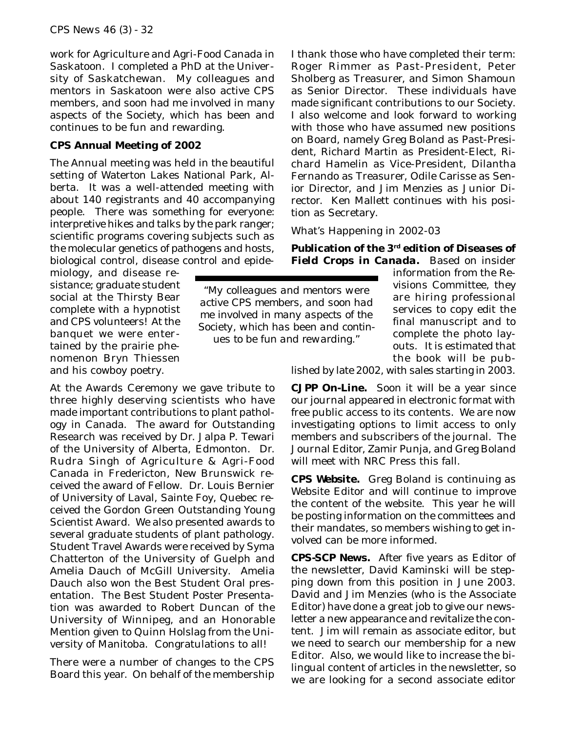work for Agriculture and Agri-Food Canada in Saskatoon. I completed a PhD at the University of Saskatchewan. My colleagues and mentors in Saskatoon were also active CPS members, and soon had me involved in many aspects of the Society, which has been and continues to be fun and rewarding.

**CPS Annual Meeting of 2002**

The Annual meeting was held in the beautiful setting of Waterton Lakes National Park, Alberta. It was a well-attended meeting with about 140 registrants and 40 accompanying people. There was something for everyone: interpretive hikes and talks by the park ranger; scientific programs covering subjects such as the molecular genetics of pathogens and hosts, biological control, disease control and epidemiology, and disease resistance; graduate student social at the Thirsty Bear complete with a hypnotist and CPS volunteers! At the banquet we were entertained by the prairie phenomenon Bryn Thiessen and his cowboy poetry.

*"My colleagues and mentors were active CPS members, and soon had me involved in many aspects of the Society, which has been and continues to be fun and rewarding."*

At the Awards Ceremony we gave tribute to three highly deserving scientists who have made important contributions to plant pathology in Canada. The award for Outstanding Research was received by Dr. Jalpa P. Tewari of the University of Alberta, Edmonton. Dr. Rudra Singh of Agriculture & Agri-Food Canada in Fredericton, New Brunswick received the award of Fellow. Dr. Louis Bernier of University of Laval, Sainte Foy, Quebec received the Gordon Green Outstanding Young Scientist Award. We also presented awards to several graduate students of plant pathology. Student Travel Awards were received by Syma Chatterton of the University of Guelph and Amelia Dauch of McGill University. Amelia Dauch also won the Best Student Oral presentation. The Best Student Poster Presentation was awarded to Robert Duncan of the University of Winnipeg, and an Honorable Mention given to Quinn Holslag from the University of Manitoba. Congratulations to all!

There were a number of changes to the CPS Board this year. On behalf of the membership I thank those who have completed their term: Roger Rimmer as Past-President, Peter Sholberg as Treasurer, and Simon Shamoun as Senior Director. These individuals have made significant contributions to our Society. I also welcome and look forward to working with those who have assumed new positions on Board, namely Greg Boland as Past-President, Richard Martin as President-Elect, Richard Hamelin as Vice-President, Dilantha Fernando as Treasurer, Odile Carisse as Senior Director, and Jim Menzies as Junior Director. Ken Mallett continues with his position as Secretary.

What's Happening in 2002-03

**Publication of the 3rd edition of *Diseases of Field Crops in Canada*.** Based on insider information from the Revisions Committee, they are hiring professional services to copy edit the final manuscript and to complete the photo layouts. It is estimated that the book will be published by late 2002, with sales starting in 2003.

**CJPP On-Line.** Soon it will be a year since our journal appeared in electronic format with free public access to its contents. We are now investigating options to limit access to only members and subscribers of the journal. The Journal Editor, Zamir Punja, and Greg Boland will meet with NRC Press this fall.

**CPS Website.** Greg Boland is continuing as Website Editor and will continue to improve the content of the website. This year he will be posting information on the committees and their mandates, so members wishing to get involved can be more informed.

**CPS-SCP News.** After five years as Editor of the newsletter, David Kaminski will be stepping down from this position in June 2003. David and Jim Menzies (who is the Associate Editor) have done a great job to give our newsletter a new appearance and revitalize the content. Jim will remain as associate editor, but we need to search our membership for a new Editor. Also, we would like to increase the bilingual content of articles in the newsletter, so we are looking for a second associate editor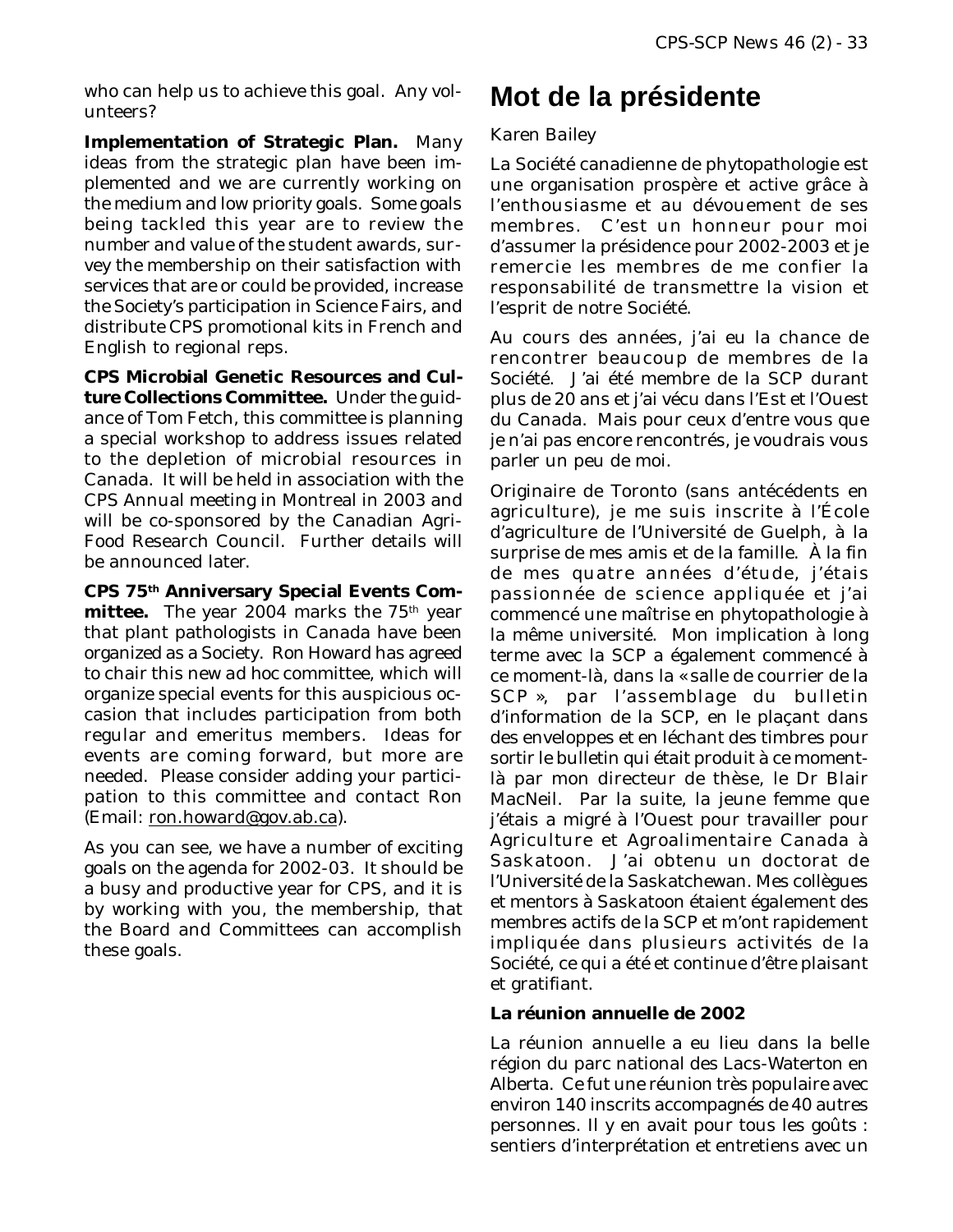who can help us to achieve this goal. Any volunteers?

**Implementation of Strategic Plan.** Many ideas from the strategic plan have been implemented and we are currently working on the medium and low priority goals. Some goals being tackled this year are to review the number and value of the student awards, survey the membership on their satisfaction with services that are or could be provided, increase the Society's participation in Science Fairs, and distribute CPS promotional kits in French and English to regional reps.

**CPS Microbial Genetic Resources and Culture Collections Committee.** Under the guidance of Tom Fetch, this committee is planning a special workshop to address issues related to the depletion of microbial resources in Canada. It will be held in association with the CPS Annual meeting in Montreal in 2003 and will be co-sponsored by the Canadian Agri-Food Research Council. Further details will be announced later.

**CPS 75th Anniversary Special Events Committee.** The year 2004 marks the 75th year that plant pathologists in Canada have been organized as a Society. Ron Howard has agreed to chair this new ad hoc committee, which will organize special events for this auspicious occasion that includes participation from both regular and emeritus members. Ideas for events are coming forward, but more are needed. Please consider adding your participation to this committee and contact Ron (Email: ron.howard@gov.ab.ca).

As you can see, we have a number of exciting goals on the agenda for 2002-03. It should be a busy and productive year for CPS, and it is by working with you, the membership, that the Board and Committees can accomplish these goals.

# Mot de la présidente

Karen Bailey

La Société canadienne de phytopathologie est une organisation prospère et active grâce à l'enthousiasme et au dévouement de ses membres. C'est un honneur pour moi d'assumer la présidence pour 2002-2003 et je remercie les membres de me confier la responsabilité de transmettre la vision et l'esprit de notre Société.

Au cours des années, j'ai eu la chance de rencontrer beaucoup de membres de la Société. J'ai été membre de la SCP durant plus de 20 ans et j'ai vécu dans l'Est et l'Ouest du Canada. Mais pour ceux d'entre vous que je n'ai pas encore rencontrés, je voudrais vous parler un peu de moi.

Originaire de Toronto (sans antécédents en agriculture), je me suis inscrite à l'École d'agriculture de l'Université de Guelph, à la surprise de mes amis et de la famille. À la fin de mes quatre années d'étude, j'étais passionnée de science appliquée et j'ai commencé une maîtrise en phytopathologie à la même université. Mon implication à long terme avec la SCP a également commencé à ce moment-là, dans la « salle de courrier de la SCP », par l'assemblage du bulletin d'information de la SCP, en le plaçant dans des enveloppes et en léchant des timbres pour sortir le bulletin qui était produit à ce moment-là par mon directeur de thèse, le Dr Blair MacNeil. Par la suite, la jeune femme que j'étais a migré à l'Ouest pour travailler pour Agriculture et Agroalimentaire Canada à Saskatoon. J'ai obtenu un doctorat de l'Université de la Saskatchewan. Mes collègues et mentors à Saskatoon étaient également des membres actifs de la SCP et m'ont rapidement impliquée dans plusieurs activités de la Société, ce qui a été et continue d'être plaisant et gratifiant.

### La réunion annuelle de 2002

La réunion annuelle a eu lieu dans la belle région du parc national des Lacs-Waterton en Alberta. Ce fut une réunion très populaire avec environ 140 inscrits accompagnés de 40 autres personnes. Il y en avait pour tous les goûts : sentiers d'interprétation et entretiens avec un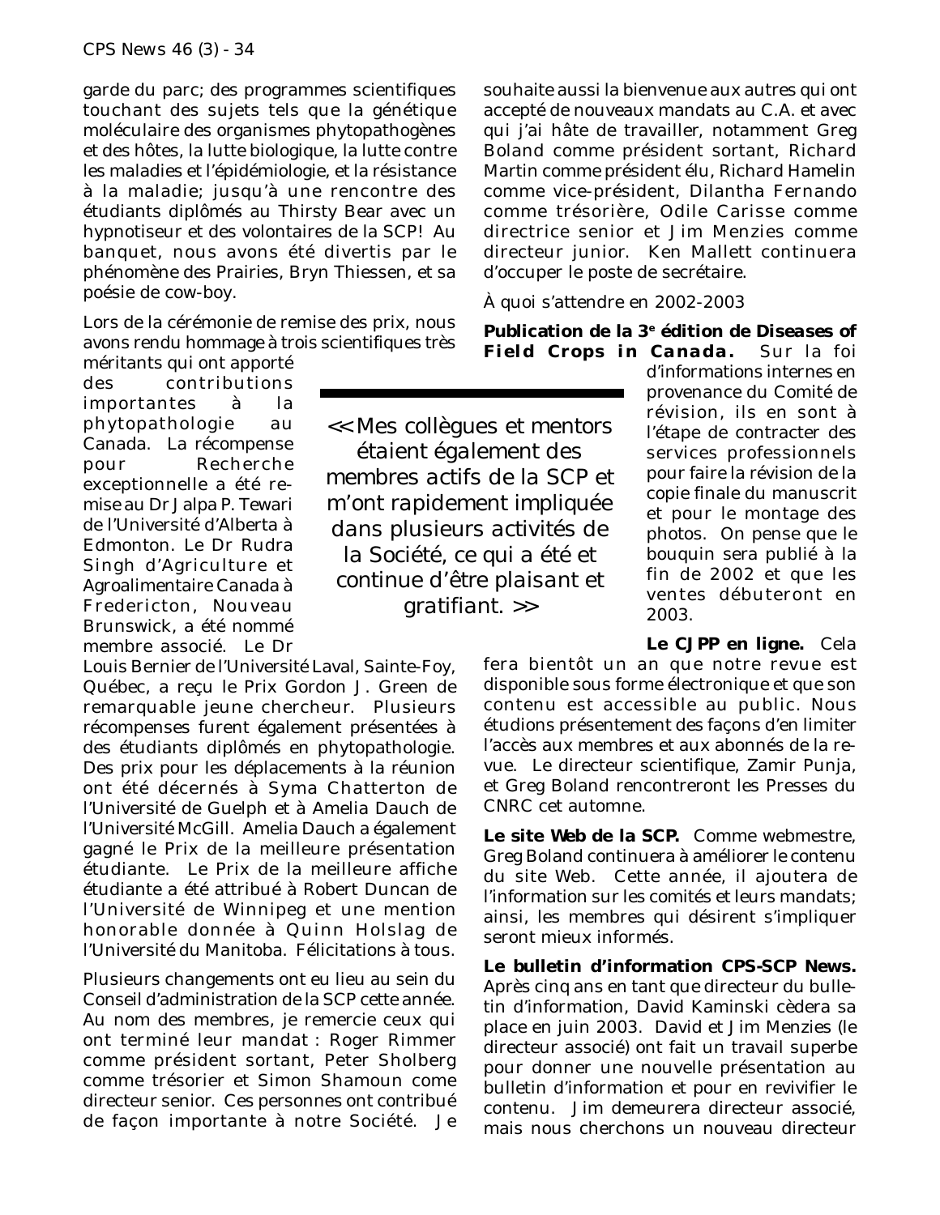garde du parc; des programmes scientifiques touchant des sujets tels que la génétique moléculaire des organismes phytopathogènes et des hôtes, la lutte biologique, la lutte contre les maladies et l'épidémiologie, et la résistance à la maladie; jusqu'à une rencontre des étudiants diplômés au Thirsty Bear avec un hypnotiseur et des volontaires de la SCP! Au banquet, nous avons été divertis par le phénomène des Prairies, Bryn Thiessen, et sa poésie de cow-boy.

Lors de la cérémonie de remise des prix, nous avons rendu hommage à trois scientifiques très méritants qui ont apporté des contributions importantes à la phytopathologie au Canada. La récompense pour Recherche exceptionnelle a été remise au Dr Jalpa P. Tewari de l'Université d'Alberta à Edmonton. Le Dr Rudra Singh d'Agriculture et Agroalimentaire Canada à Fredericton, Nouveau Brunswick, a été nommé membre associé. Le Dr Louis Bernier de l'Université Laval, Sainte-Foy, Québec, a reçu le Prix Gordon J. Green de remarquable jeune chercheur. Plusieurs récompenses furent également présentées à des étudiants diplômés en phytopathologie. Des prix pour les déplacements à la réunion ont été décernés à Syma Chatterton de l'Université de Guelph et à Amelia Dauch de l'Université McGill. Amelia Dauch a également gagné le Prix de la meilleure présentation étudiante. Le Prix de la meilleure affiche étudiante a été attribué à Robert Duncan de l'Université de Winnipeg et une mention honorable donnée à Quinn Holslag de l'Université du Manitoba. Félicitations à tous.

> << Mes collègues et mentors étaient également des membres actifs de la SCP et m'ont rapidement impliquée dans plusieurs activités de la Société, ce qui a été et continue d'être plaisant et gratifiant. >>

Plusieurs changements ont eu lieu au sein du Conseil d'administration de la SCP cette année. Au nom des membres, je remercie ceux qui ont terminé leur mandat : Roger Rimmer comme président sortant, Peter Sholberg comme trésorier et Simon Shamoun come directeur senior. Ces personnes ont contribué de façon importante à notre Société. Je souhaite aussi la bienvenue aux autres qui ont accepté de nouveaux mandats au C.A. et avec qui j'ai hâte de travailler, notamment Greg Boland comme président sortant, Richard Martin comme président élu, Richard Hamelin comme vice-président, Dilantha Fernando comme trésorière, Odile Carisse comme directrice senior et Jim Menzies comme directeur junior. Ken Mallett continuera d'occuper le poste de secrétaire.

À quoi s'attendre en 2002-2003

**Publication de la 3e édition de *Diseases of Field Crops in Canada*.** Sur la foi d'informations internes en provenance du Comité de révision, ils en sont à l'étape de contracter des services professionnels pour faire la révision de la copie finale du manuscrit et pour le montage des photos. On pense que le bouquin sera publié à la fin de 2002 et que les ventes débuteront en 2003.

**Le CJPP en ligne.** Cela fera bientôt un an que notre revue est disponible sous forme électronique et que son contenu est accessible au public. Nous étudions présentement des façons d'en limiter l'accès aux membres et aux abonnés de la revue. Le directeur scientifique, Zamir Punja, et Greg Boland rencontreront les Presses du CNRC cet automne.

**Le site Web de la SCP.** Comme webmestre, Greg Boland continuera à améliorer le contenu du site Web. Cette année, il ajoutera de l'information sur les comités et leurs mandats; ainsi, les membres qui désirent s'impliquer seront mieux informés.

**Le bulletin d'information CPS-SCP News.** Après cinq ans en tant que directeur du bulletin d'information, David Kaminski cèdera sa place en juin 2003. David et Jim Menzies (le directeur associé) ont fait un travail superbe pour donner une nouvelle présentation au bulletin d'information et pour en revivifier le contenu. Jim demeurera directeur associé, mais nous cherchons un nouveau directeur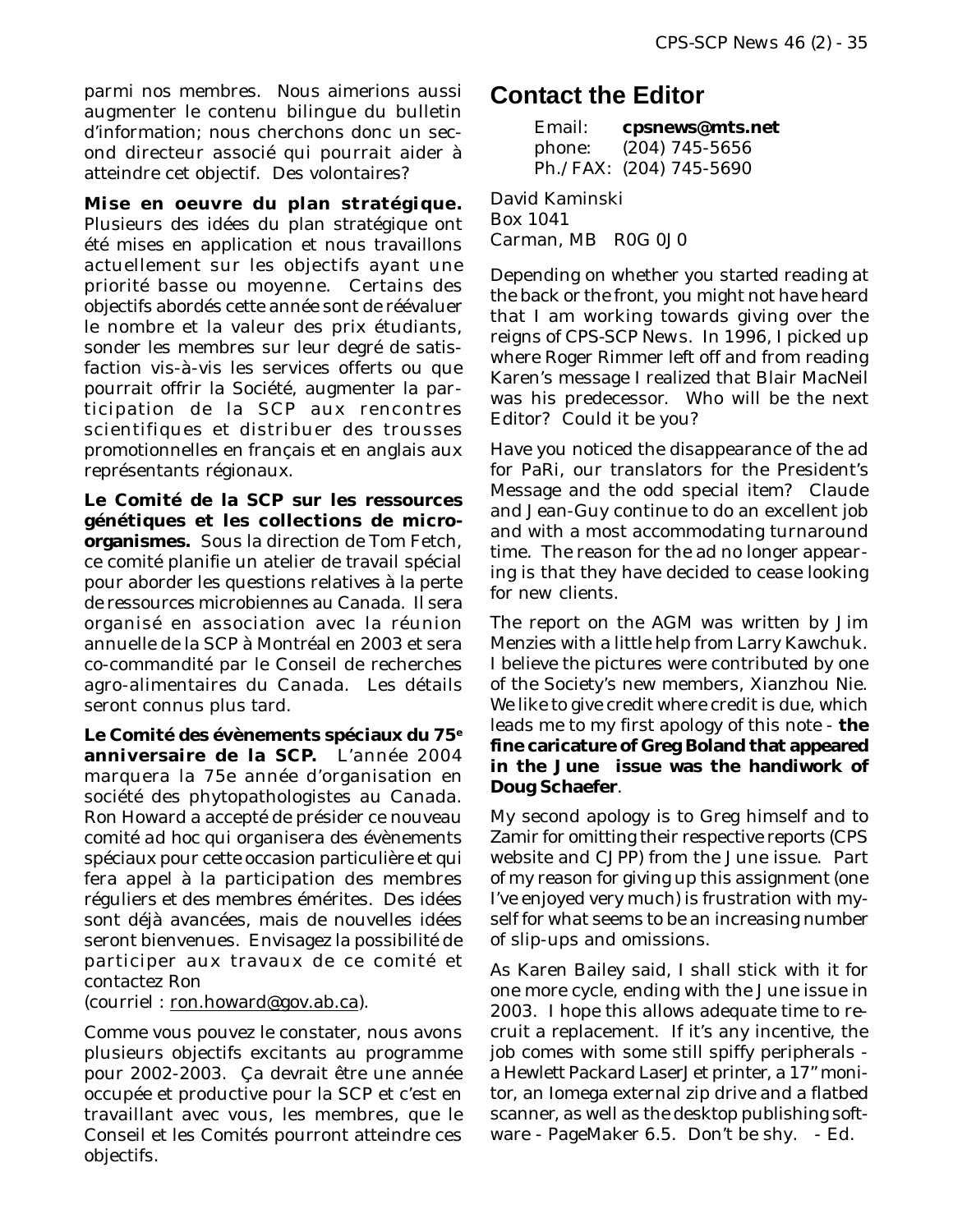parmi nos membres. Nous aimerions aussi augmenter le contenu bilingue du bulletin d'information; nous cherchons donc un second directeur associé qui pourrait aider à atteindre cet objectif. Des volontaires?

**Mise en oeuvre du plan stratégique.** Plusieurs des idées du plan stratégique ont été mises en application et nous travaillons actuellement sur les objectifs ayant une priorité basse ou moyenne. Certains des objectifs abordés cette année sont de réévaluer le nombre et la valeur des prix étudiants, sonder les membres sur leur degré de satisfaction vis-à-vis les services offerts ou que pourrait offrir la Société, augmenter la participation de la SCP aux rencontres scientifiques et distribuer des trousses promotionnelles en français et en anglais aux représentants régionaux.

**Le Comité de la SCP sur les ressources génétiques et les collections de microorganismes.** Sous la direction de Tom Fetch, ce comité planifie un atelier de travail spécial pour aborder les questions relatives à la perte de ressources microbiennes au Canada. Il sera organisé en association avec la réunion annuelle de la SCP à Montréal en 2003 et sera co-commandité par le Conseil de recherches agro-alimentaires du Canada. Les détails seront connus plus tard.

**Le Comité des évènements spéciaux du 75e anniversaire de la SCP.** L'année 2004 marquera la 75e année d'organisation en société des phytopathologistes au Canada. Ron Howard a accepté de présider ce nouveau comité ad hoc qui organisera des évènements spéciaux pour cette occasion particulière et qui fera appel à la participation des membres réguliers et des membres émérites. Des idées sont déjà avancées, mais de nouvelles idées seront bienvenues. Envisagez la possibilité de participer aux travaux de ce comité et contactez Ron (courriel : ron.howard@gov.ab.ca).

Comme vous pouvez le constater, nous avons plusieurs objectifs excitants au programme pour 2002-2003. Ça devrait être une année occupée et productive pour la SCP et c'est en travaillant avec vous, les membres, que le Conseil et les Comités pourront atteindre ces objectifs.

## Contact the Editor

Email: **cpsnews@mts.net**
phone: (204) 745-5656
Ph./FAX: (204) 745-5690

David Kaminski
Box 1041
Carman, MB R0G 0J0

Depending on whether you started reading at the back or the front, you might not have heard that I am working towards giving over the reigns of CPS-SCP News. In 1996, I picked up where Roger Rimmer left off and from reading Karen's message I realized that Blair MacNeil was his predecessor. Who will be the next Editor? Could it be you?

Have you noticed the disappearance of the ad for PaRi, our translators for the President's Message and the odd special item? Claude and Jean-Guy continue to do an excellent job and with a most accommodating turnaround time. The reason for the ad no longer appearing is that they have decided to cease looking for new clients.

The report on the AGM was written by Jim Menzies with a little help from Larry Kawchuk. I believe the pictures were contributed by one of the Society's new members, Xianzhou Nie. We like to give credit where credit is due, which leads me to my first apology of this note - **the fine caricature of Greg Boland that appeared in the June issue was the handiwork of Doug Schaefer**.

My second apology is to Greg himself and to Zamir for omitting their respective reports (CPS website and CJPP) from the June issue. Part of my reason for giving up this assignment (one I've enjoyed very much) is frustration with myself for what seems to be an increasing number of slip-ups and omissions.

As Karen Bailey said, I shall stick with it for one more cycle, ending with the June issue in 2003. I hope this allows adequate time to recruit a replacement. If it's any incentive, the job comes with some still spiffy peripherals - a Hewlett Packard LaserJet printer, a 17" monitor, an Iomega external zip drive and a flatbed scanner, as well as the desktop publishing software - PageMaker 6.5. Don't be shy. - Ed.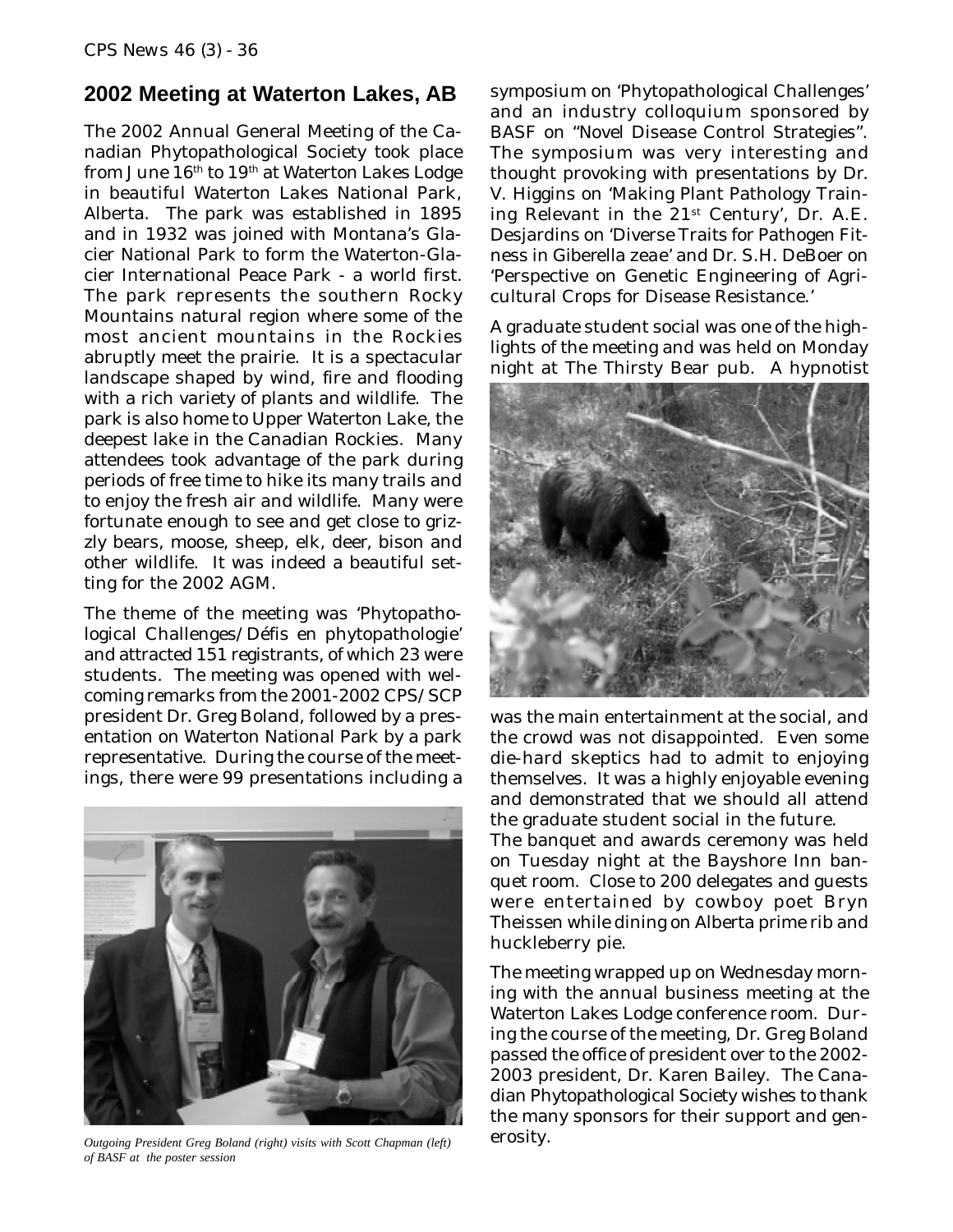## 2002 Meeting at Waterton Lakes, AB

The 2002 Annual General Meeting of the Canadian Phytopathological Society took place from June 16th to 19th at Waterton Lakes Lodge in beautiful Waterton Lakes National Park, Alberta. The park was established in 1895 and in 1932 was joined with Montana's Glacier National Park to form the Waterton-Glacier International Peace Park - a world first. The park represents the southern Rocky Mountains natural region where some of the most ancient mountains in the Rockies abruptly meet the prairie. It is a spectacular landscape shaped by wind, fire and flooding with a rich variety of plants and wildlife. The park is also home to Upper Waterton Lake, the deepest lake in the Canadian Rockies. Many attendees took advantage of the park during periods of free time to hike its many trails and to enjoy the fresh air and wildlife. Many were fortunate enough to see and get close to grizzly bears, moose, sheep, elk, deer, bison and other wildlife. It was indeed a beautiful setting for the 2002 AGM.

The theme of the meeting was 'Phytopathological Challenges/Défis en phytopathologie' and attracted 151 registrants, of which 23 were students. The meeting was opened with welcoming remarks from the 2001-2002 CPS/SCP president Dr. Greg Boland, followed by a presentation on Waterton National Park by a park representative. During the course of the meetings, there were 99 presentations including a symposium on 'Phytopathological Challenges' and an industry colloquium sponsored by BASF on "Novel Disease Control Strategies". The symposium was very interesting and thought provoking with presentations by Dr. V. Higgins on 'Making Plant Pathology Training Relevant in the 21st Century', Dr. A.E. Desjardins on 'Diverse Traits for Pathogen Fitness in Giberella zeae' and Dr. S.H. DeBoer on 'Perspective on Genetic Engineering of Agricultural Crops for Disease Resistance.'

*Outgoing President Greg Boland (right) visits with Scott Chapman (left) of BASF at the poster session*

A graduate student social was one of the highlights of the meeting and was held on Monday night at The Thirsty Bear pub. A hypnotist was the main entertainment at the social, and the crowd was not disappointed. Even some die-hard skeptics had to admit to enjoying themselves. It was a highly enjoyable evening and demonstrated that we should all attend the graduate student social in the future.

The banquet and awards ceremony was held on Tuesday night at the Bayshore Inn banquet room. Close to 200 delegates and guests were entertained by cowboy poet Bryn Theissen while dining on Alberta prime rib and huckleberry pie.

The meeting wrapped up on Wednesday morning with the annual business meeting at the Waterton Lakes Lodge conference room. During the course of the meeting, Dr. Greg Boland passed the office of president over to the 2002-2003 president, Dr. Karen Bailey. The Canadian Phytopathological Society wishes to thank the many sponsors for their support and generosity.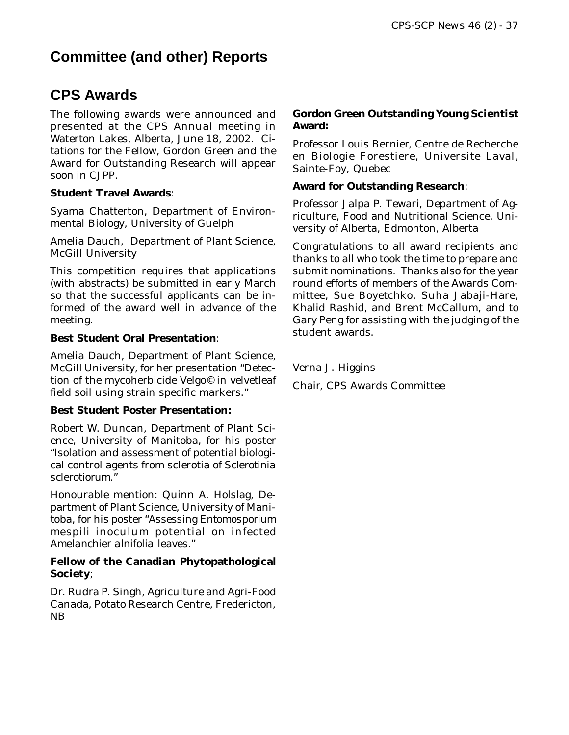# Committee (and other) Reports

## CPS Awards

The following awards were announced and presented at the CPS Annual meeting in Waterton Lakes, Alberta, June 18, 2002. Citations for the Fellow, Gordon Green and the Award for Outstanding Research will appear soon in CJPP.

**Student Travel Awards**:

Syama Chatterton, Department of Environmental Biology, University of Guelph

Amelia Dauch, Department of Plant Science, McGill University

This competition requires that applications (with abstracts) be submitted in early March so that the successful applicants can be informed of the award well in advance of the meeting.

**Best Student Oral Presentation**:

Amelia Dauch, Department of Plant Science, McGill University, for her presentation "Detection of the mycoherbicide Velgo© in velvetleaf field soil using strain specific markers."

**Best Student Poster Presentation:**

Robert W. Duncan, Department of Plant Science, University of Manitoba, for his poster "Isolation and assessment of potential biological control agents from sclerotia of Sclerotinia sclerotiorum."

Honourable mention: Quinn A. Holslag, Department of Plant Science, University of Manitoba, for his poster "Assessing Entomosporium mespili inoculum potential on infected Amelanchier alnifolia leaves."

**Fellow of the Canadian Phytopathological Society**;

Dr. Rudra P. Singh, Agriculture and Agri-Food Canada, Potato Research Centre, Fredericton, NB

**Gordon Green Outstanding Young Scientist Award:**

Professor Louis Bernier, Centre de Recherche en Biologie Forestiere, Universite Laval, Sainte-Foy, Quebec

**Award for Outstanding Research**:

Professor Jalpa P. Tewari, Department of Agriculture, Food and Nutritional Science, University of Alberta, Edmonton, Alberta

Congratulations to all award recipients and thanks to all who took the time to prepare and submit nominations. Thanks also for the year round efforts of members of the Awards Committee, Sue Boyetchko, Suha Jabaji-Hare, Khalid Rashid, and Brent McCallum, and to Gary Peng for assisting with the judging of the student awards.

Verna J. Higgins

Chair, CPS Awards Committee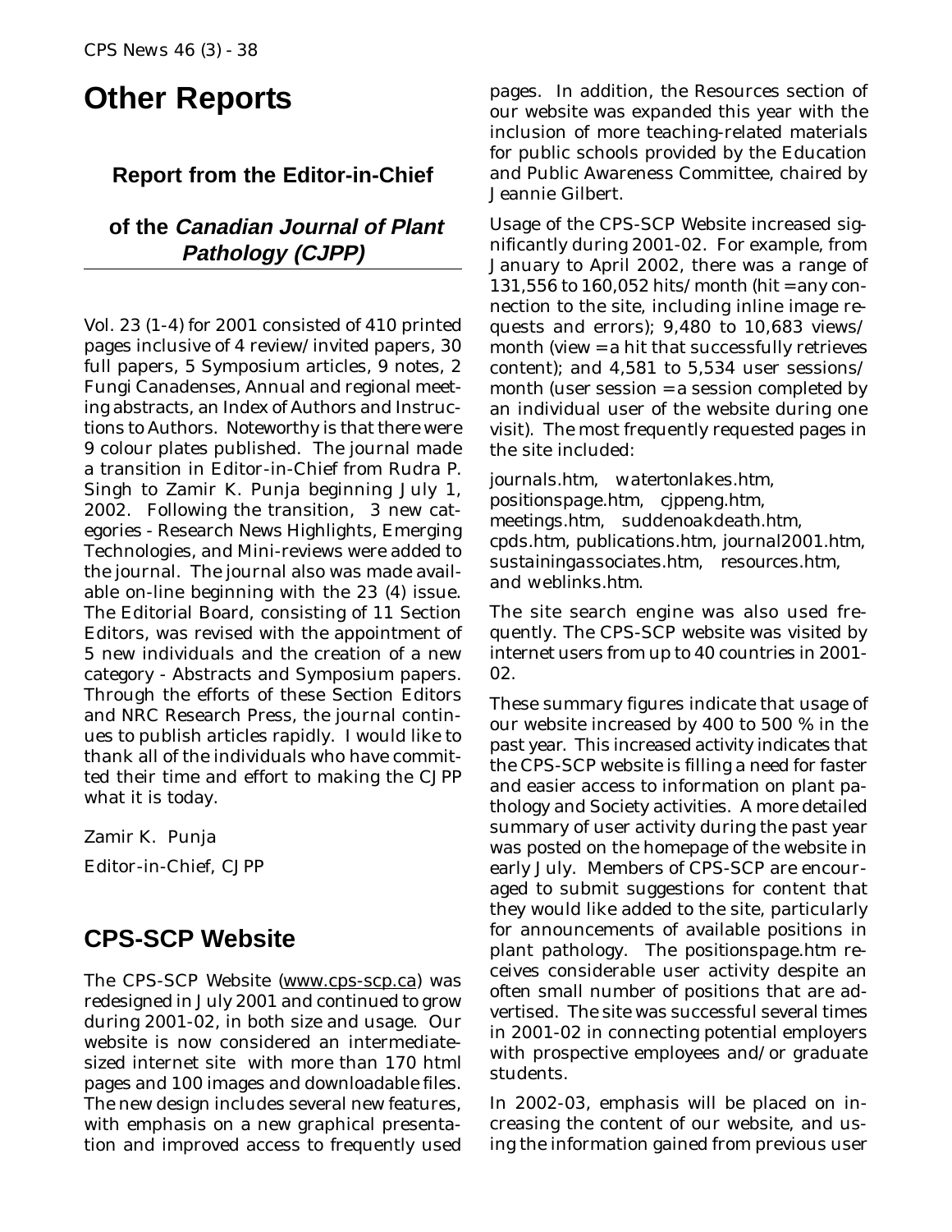# Other Reports

## Report from the Editor-in-Chief of the *Canadian Journal of Plant Pathology (CJPP)*

Vol. 23 (1-4) for 2001 consisted of 410 printed pages inclusive of 4 review/invited papers, 30 full papers, 5 Symposium articles, 9 notes, 2 Fungi Canadenses, Annual and regional meeting abstracts, an Index of Authors and Instructions to Authors. Noteworthy is that there were 9 colour plates published. The journal made a transition in Editor-in-Chief from Rudra P. Singh to Zamir K. Punja beginning July 1, 2002. Following the transition, 3 new categories - Research News Highlights, Emerging Technologies, and Mini-reviews were added to the journal. The journal also was made available on-line beginning with the 23 (4) issue. The Editorial Board, consisting of 11 Section Editors, was revised with the appointment of 5 new individuals and the creation of a new category - Abstracts and Symposium papers. Through the efforts of these Section Editors and NRC Research Press, the journal continues to publish articles rapidly. I would like to thank all of the individuals who have committed their time and effort to making the CJPP what it is today.

Zamir K. Punja

Editor-in-Chief, CJPP

# CPS-SCP Website

The CPS-SCP Website (www.cps-scp.ca) was redesigned in July 2001 and continued to grow during 2001-02, in both size and usage. Our website is now considered an intermediate-sized internet site with more than 170 html pages and 100 images and downloadable files. The new design includes several new features, with emphasis on a new graphical presentation and improved access to frequently used pages. In addition, the Resources section of our website was expanded this year with the inclusion of more teaching-related materials for public schools provided by the Education and Public Awareness Committee, chaired by Jeannie Gilbert.

Usage of the CPS-SCP Website increased significantly during 2001-02. For example, from January to April 2002, there was a range of 131,556 to 160,052 hits/month (hit = any connection to the site, including inline image requests and errors); 9,480 to 10,683 views/month (view = a hit that successfully retrieves content); and 4,581 to 5,534 user sessions/month (user session = a session completed by an individual user of the website during one visit). The most frequently requested pages in the site included:

journals.htm, watertonlakes.htm, positionspage.htm, cjppeng.htm, meetings.htm, suddenoakdeath.htm, cpds.htm, publications.htm, journal2001.htm, sustainingassociates.htm, resources.htm, and weblinks.htm.

The site search engine was also used frequently. The CPS-SCP website was visited by internet users from up to 40 countries in 2001-02.

These summary figures indicate that usage of our website increased by 400 to 500 % in the past year. This increased activity indicates that the CPS-SCP website is filling a need for faster and easier access to information on plant pathology and Society activities. A more detailed summary of user activity during the past year was posted on the homepage of the website in early July. Members of CPS-SCP are encouraged to submit suggestions for content that they would like added to the site, particularly for announcements of available positions in plant pathology. The positionspage.htm receives considerable user activity despite an often small number of positions that are advertised. The site was successful several times in 2001-02 in connecting potential employers with prospective employees and/or graduate students.

In 2002-03, emphasis will be placed on increasing the content of our website, and using the information gained from previous user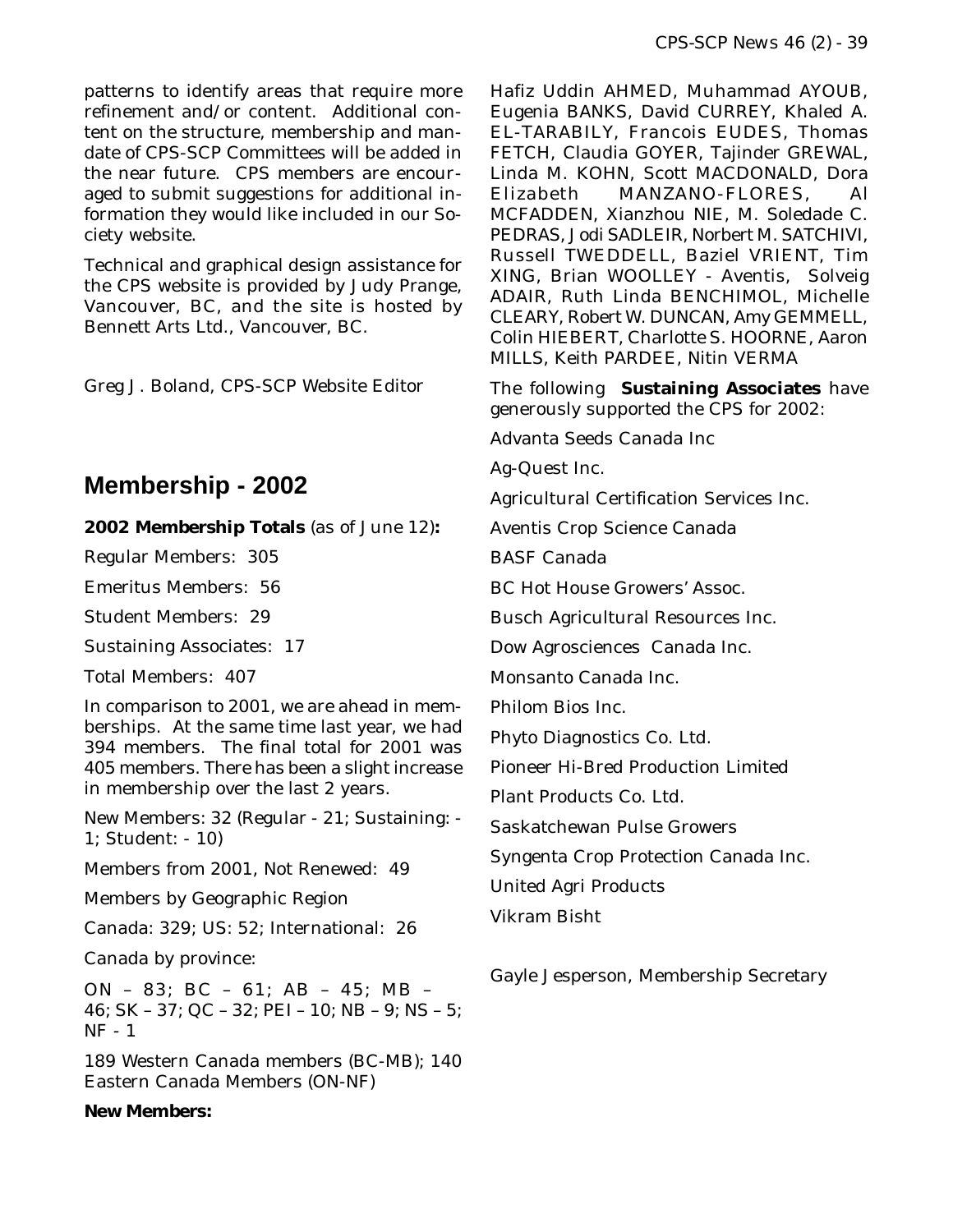patterns to identify areas that require more refinement and/or content. Additional content on the structure, membership and mandate of CPS-SCP Committees will be added in the near future. CPS members are encouraged to submit suggestions for additional information they would like included in our Society website.

Technical and graphical design assistance for the CPS website is provided by Judy Prange, Vancouver, BC, and the site is hosted by Bennett Arts Ltd., Vancouver, BC.

Greg J. Boland, CPS-SCP Website Editor

## Membership - 2002

**2002 Membership Totals** (as of June 12)**:**

Regular Members: 305

Emeritus Members: 56

Student Members: 29

Sustaining Associates: 17

Total Members: 407

In comparison to 2001, we are ahead in memberships. At the same time last year, we had 394 members. The final total for 2001 was 405 members. There has been a slight increase in membership over the last 2 years.

New Members: 32 (Regular - 21; Sustaining: - 1; Student: - 10)

Members from 2001, Not Renewed: 49

Members by Geographic Region

Canada: 329; US: 52; International: 26

Canada by province:

ON – 83; BC – 61; AB – 45; MB – 46; SK – 37; QC – 32; PEI – 10; NB – 9; NS – 5; NF - 1

189 Western Canada members (BC-MB); 140 Eastern Canada Members (ON-NF)

**New Members:**

Hafiz Uddin AHMED, Muhammad AYOUB, Eugenia BANKS, David CURREY, Khaled A. EL-TARABILY, Francois EUDES, Thomas FETCH, Claudia GOYER, Tajinder GREWAL, Linda M. KOHN, Scott MACDONALD, Dora Elizabeth MANZANO-FLORES, Al MCFADDEN, Xianzhou NIE, M. Soledade C. PEDRAS, Jodi SADLEIR, Norbert M. SATCHIVI, Russell TWEDDELL, Baziel VRIENT, Tim XING, Brian WOOLLEY - Aventis, Solveig ADAIR, Ruth Linda BENCHIMOL, Michelle CLEARY, Robert W. DUNCAN, Amy GEMMELL, Colin HIEBERT, Charlotte S. HOORNE, Aaron MILLS, Keith PARDEE, Nitin VERMA

The following **Sustaining Associates** have generously supported the CPS for 2002:

Advanta Seeds Canada Inc

Ag-Quest Inc.

Agricultural Certification Services Inc.

Aventis Crop Science Canada

BASF Canada

BC Hot House Growers' Assoc.

Busch Agricultural Resources Inc.

Dow Agrosciences Canada Inc.

Monsanto Canada Inc.

Philom Bios Inc.

Phyto Diagnostics Co. Ltd.

Pioneer Hi-Bred Production Limited

Plant Products Co. Ltd.

Saskatchewan Pulse Growers

Syngenta Crop Protection Canada Inc.

United Agri Products

Vikram Bisht

Gayle Jesperson, Membership Secretary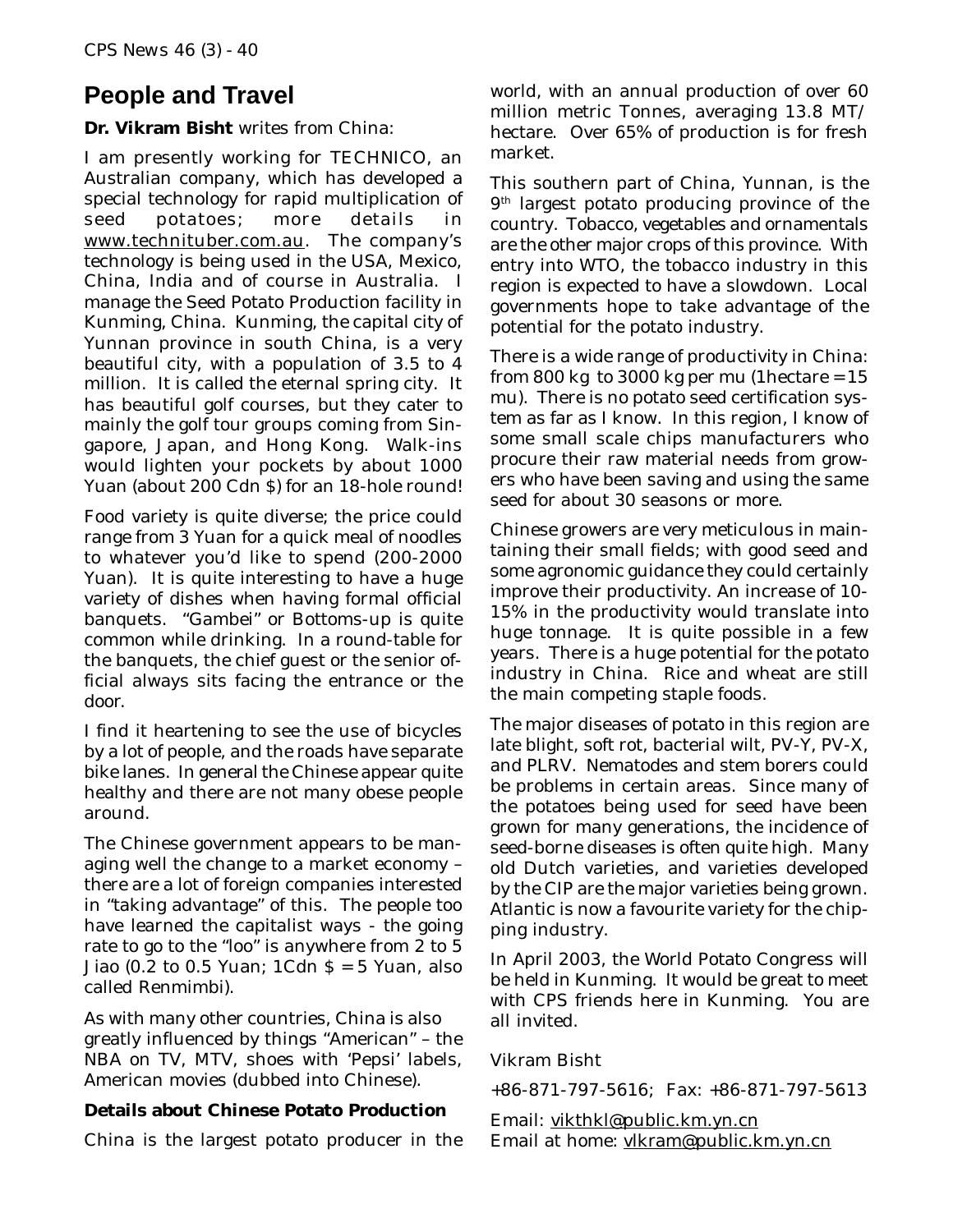## People and Travel

**Dr. Vikram Bisht** writes from China:

I am presently working for TECHNICO, an Australian company, which has developed a special technology for rapid multiplication of seed potatoes; more details in www.technituber.com.au. The company's technology is being used in the USA, Mexico, China, India and of course in Australia. I manage the Seed Potato Production facility in Kunming, China. Kunming, the capital city of Yunnan province in south China, is a very beautiful city, with a population of 3.5 to 4 million. It is called the eternal spring city. It has beautiful golf courses, but they cater to mainly the golf tour groups coming from Singapore, Japan, and Hong Kong. Walk-ins would lighten your pockets by about 1000 Yuan (about 200 Cdn $) for an 18-hole round!

Food variety is quite diverse; the price could range from 3 Yuan for a quick meal of noodles to whatever you'd like to spend (200-2000 Yuan). It is quite interesting to have a huge variety of dishes when having formal official banquets. "Gambei" or Bottoms-up is quite common while drinking. In a round-table for the banquets, the chief guest or the senior official always sits facing the entrance or the door.

I find it heartening to see the use of bicycles by a lot of people, and the roads have separate bike lanes. In general the Chinese appear quite healthy and there are not many obese people around.

The Chinese government appears to be managing well the change to a market economy – there are a lot of foreign companies interested in "taking advantage" of this. The people too have learned the capitalist ways - the going rate to go to the "loo" is anywhere from 2 to 5 Jiao (0.2 to 0.5 Yuan; 1Cdn $ = 5 Yuan, also called Renmimbi).

As with many other countries, China is also greatly influenced by things "American" – the NBA on TV, MTV, shoes with 'Pepsi' labels, American movies (dubbed into Chinese).

**Details about Chinese Potato Production**

China is the largest potato producer in the world, with an annual production of over 60 million metric Tonnes, averaging 13.8 MT/ hectare. Over 65% of production is for fresh market.

This southern part of China, Yunnan, is the 9th largest potato producing province of the country. Tobacco, vegetables and ornamentals are the other major crops of this province. With entry into WTO, the tobacco industry in this region is expected to have a slowdown. Local governments hope to take advantage of the potential for the potato industry.

There is a wide range of productivity in China: from 800 kg to 3000 kg per mu (1hectare = 15 mu). There is no potato seed certification system as far as I know. In this region, I know of some small scale chips manufacturers who procure their raw material needs from growers who have been saving and using the same seed for about 30 seasons or more.

Chinese growers are very meticulous in maintaining their small fields; with good seed and some agronomic guidance they could certainly improve their productivity. An increase of 10-15% in the productivity would translate into huge tonnage. It is quite possible in a few years. There is a huge potential for the potato industry in China. Rice and wheat are still the main competing staple foods.

The major diseases of potato in this region are late blight, soft rot, bacterial wilt, PV-Y, PV-X, and PLRV. Nematodes and stem borers could be problems in certain areas. Since many of the potatoes being used for seed have been grown for many generations, the incidence of seed-borne diseases is often quite high. Many old Dutch varieties, and varieties developed by the CIP are the major varieties being grown. Atlantic is now a favourite variety for the chipping industry.

In April 2003, the World Potato Congress will be held in Kunming. It would be great to meet with CPS friends here in Kunming. You are all invited.

Vikram Bisht

+86-871-797-5616; Fax: +86-871-797-5613

Email: vikthkl@public.km.yn.cn
Email at home: vlkram@public.km.yn.cn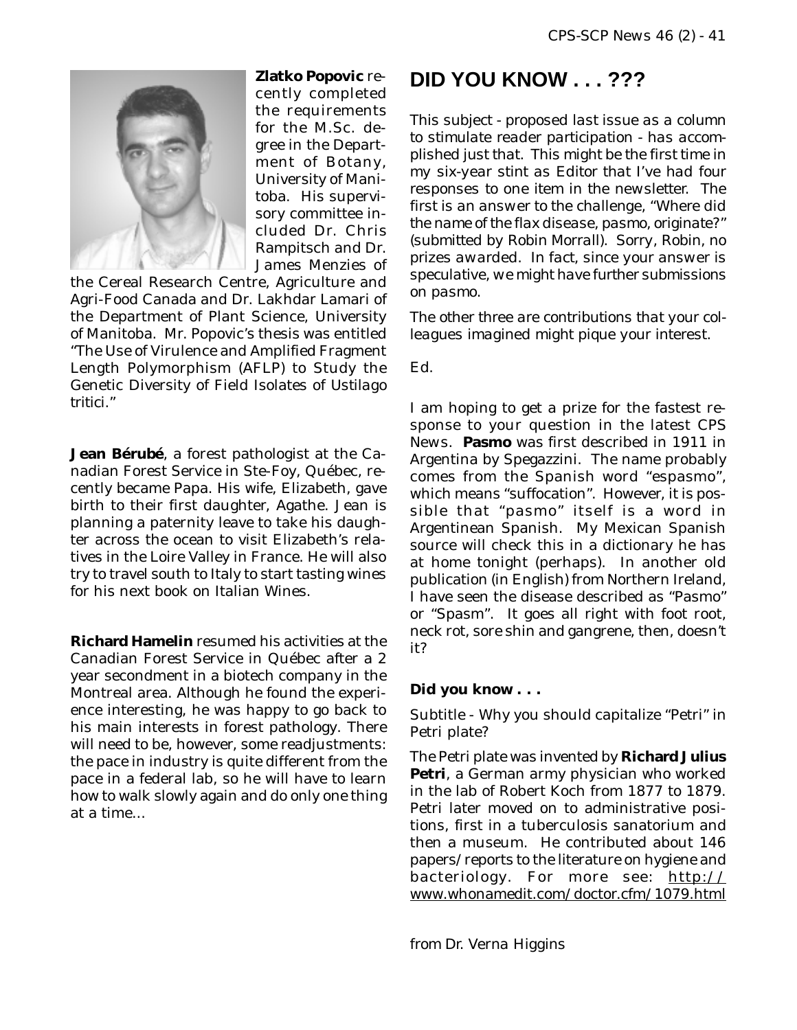**Zlatko Popovic** recently completed the requirements for the M.Sc. degree in the Department of Botany, University of Manitoba. His supervisory committee included Dr. Chris Rampitsch and Dr. James Menzies of the Cereal Research Centre, Agriculture and Agri-Food Canada and Dr. Lakhdar Lamari of the Department of Plant Science, University of Manitoba. Mr. Popovic's thesis was entitled "The Use of Virulence and Amplified Fragment Length Polymorphism (AFLP) to Study the Genetic Diversity of Field Isolates of *Ustilago tritici*."

**Jean Bérubé**, a forest pathologist at the Canadian Forest Service in Ste-Foy, Québec, recently became Papa. His wife, Elizabeth, gave birth to their first daughter, Agathe. Jean is planning a paternity leave to take his daughter across the ocean to visit Elizabeth's relatives in the Loire Valley in France. He will also try to travel south to Italy to start tasting wines for his next book on Italian Wines.

**Richard Hamelin** resumed his activities at the Canadian Forest Service in Québec after a 2 year secondment in a biotech company in the Montreal area. Although he found the experience interesting, he was happy to go back to his main interests in forest pathology. There will need to be, however, some readjustments: the pace in industry is quite different from the pace in a federal lab, so he will have to learn how to walk slowly again and do only one thing at a time...

# DID YOU KNOW . . . ???

This subject - proposed last issue as a column to stimulate reader participation - has accomplished just that. This might be the first time in my six-year stint as Editor that I've had four responses to one item in the newsletter. The first is an answer to the challenge, "Where did the name of the flax disease, pasmo, originate?" (submitted by Robin Morrall). Sorry, Robin, no prizes awarded. In fact, since your answer is speculative, we might have further submissions on pasmo.

The other three are contributions that your colleagues imagined might pique your interest.

Ed.

I am hoping to get a prize for the fastest response to your question in the latest CPS News. **Pasmo** was first described in 1911 in Argentina by Spegazzini. The name probably comes from the Spanish word "espasmo", which means "suffocation". However, it is possible that "pasmo" itself is a word in Argentinean Spanish. My Mexican Spanish source will check this in a dictionary he has at home tonight (perhaps). In another old publication (in English) from Northern Ireland, I have seen the disease described as "Pasmo" or "Spasm". It goes all right with foot root, neck rot, sore shin and gangrene, then, doesn't it?

**Did you know . . .**

Subtitle - Why you should capitalize "Petri" in Petri plate?

The Petri plate was invented by **Richard Julius Petri**, a German army physician who worked in the lab of Robert Koch from 1877 to 1879. Petri later moved on to administrative positions, first in a tuberculosis sanatorium and then a museum. He contributed about 146 papers/reports to the literature on hygiene and bacteriology. For more see: http://www.whonamedit.com/doctor.cfm/1079.html

from Dr. Verna Higgins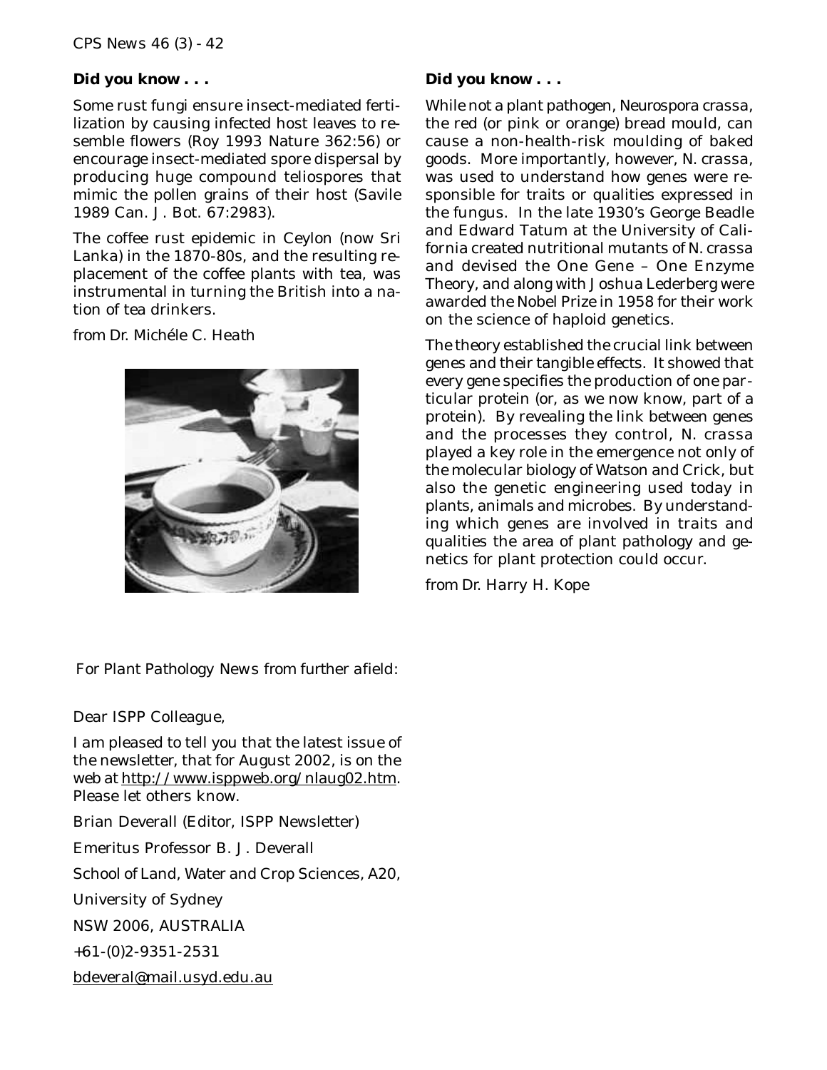**Did you know . . .**

Some rust fungi ensure insect-mediated fertilization by causing infected host leaves to resemble flowers (Roy 1993 Nature 362:56) or encourage insect-mediated spore dispersal by producing huge compound teliospores that mimic the pollen grains of their host (Savile 1989 Can. J. Bot. 67:2983).

The coffee rust epidemic in Ceylon (now Sri Lanka) in the 1870-80s, and the resulting replacement of the coffee plants with tea, was instrumental in turning the British into a nation of tea drinkers.

from Dr. Michéle C. Heath

**Did you know . . .**

While not a plant pathogen, *Neurospora crassa*, the red (or pink or orange) bread mould, can cause a non-health-risk moulding of baked goods. More importantly, however, *N. crassa*, was used to understand how genes were responsible for traits or qualities expressed in the fungus. In the late 1930's George Beadle and Edward Tatum at the University of California created nutritional mutants of *N. crassa* and devised the One Gene – One Enzyme Theory, and along with Joshua Lederberg were awarded the Nobel Prize in 1958 for their work on the science of haploid genetics.

The theory established the crucial link between genes and their tangible effects. It showed that every gene specifies the production of one particular protein (or, as we now know, part of a protein). By revealing the link between genes and the processes they control, *N. crassa* played a key role in the emergence not only of the molecular biology of Watson and Crick, but also the genetic engineering used today in plants, animals and microbes. By understanding which genes are involved in traits and qualities the area of plant pathology and genetics for plant protection could occur.

from Dr. Harry H. Kope

For Plant Pathology News from further afield:

Dear ISPP Colleague,

I am pleased to tell you that the latest issue of the newsletter, that for August 2002, is on the web at http://www.isppweb.org/nlaug02.htm. Please let others know.

Brian Deverall (Editor, ISPP Newsletter)

Emeritus Professor B. J. Deverall

School of Land, Water and Crop Sciences, A20,

University of Sydney

NSW 2006, AUSTRALIA

+61-(0)2-9351-2531

bdeveral@mail.usyd.edu.au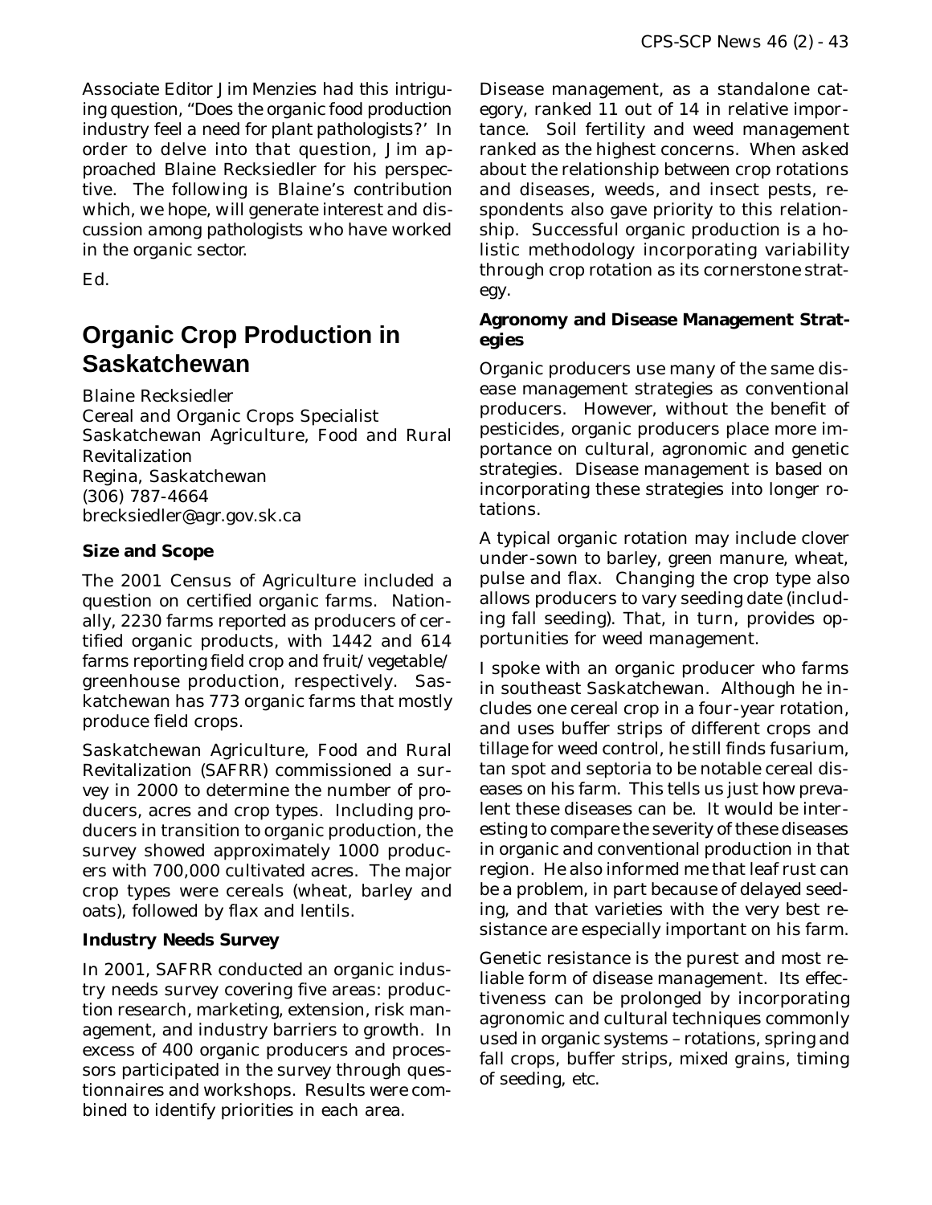*Associate Editor Jim Menzies had this intriguing question, "Does the organic food production industry feel a need for plant pathologists?' In order to delve into that question, Jim approached Blaine Recksiedler for his perspective. The following is Blaine's contribution which, we hope, will generate interest and discussion among pathologists who have worked in the organic sector.*

*Ed.*

# Organic Crop Production in Saskatchewan

Blaine Recksiedler
Cereal and Organic Crops Specialist
Saskatchewan Agriculture, Food and Rural Revitalization
Regina, Saskatchewan
(306) 787-4664
brecksiedler@agr.gov.sk.ca

**Size and Scope**

The 2001 Census of Agriculture included a question on certified organic farms. Nationally, 2230 farms reported as producers of certified organic products, with 1442 and 614 farms reporting field crop and fruit/vegetable/greenhouse production, respectively. Saskatchewan has 773 organic farms that mostly produce field crops.

Saskatchewan Agriculture, Food and Rural Revitalization (SAFRR) commissioned a survey in 2000 to determine the number of producers, acres and crop types. Including producers in transition to organic production, the survey showed approximately 1000 producers with 700,000 cultivated acres. The major crop types were cereals (wheat, barley and oats), followed by flax and lentils.

**Industry Needs Survey**

In 2001, SAFRR conducted an organic industry needs survey covering five areas: production research, marketing, extension, risk management, and industry barriers to growth. In excess of 400 organic producers and processors participated in the survey through questionnaires and workshops. Results were combined to identify priorities in each area.

Disease management, as a standalone category, ranked 11 out of 14 in relative importance. Soil fertility and weed management ranked as the highest concerns. When asked about the relationship between crop rotations and diseases, weeds, and insect pests, respondents also gave priority to this relationship. Successful organic production is a holistic methodology incorporating variability through crop rotation as its cornerstone strategy.

**Agronomy and Disease Management Strategies**

Organic producers use many of the same disease management strategies as conventional producers. However, without the benefit of pesticides, organic producers place more importance on cultural, agronomic and genetic strategies. Disease management is based on incorporating these strategies into longer rotations.

A typical organic rotation may include clover under-sown to barley, green manure, wheat, pulse and flax. Changing the crop type also allows producers to vary seeding date (including fall seeding). That, in turn, provides opportunities for weed management.

I spoke with an organic producer who farms in southeast Saskatchewan. Although he includes one cereal crop in a four-year rotation, and uses buffer strips of different crops and tillage for weed control, he still finds fusarium, tan spot and septoria to be notable cereal diseases on his farm. This tells us just how prevalent these diseases can be. It would be interesting to compare the severity of these diseases in organic and conventional production in that region. He also informed me that leaf rust can be a problem, in part because of delayed seeding, and that varieties with the very best resistance are especially important on his farm.

Genetic resistance is the purest and most reliable form of disease management. Its effectiveness can be prolonged by incorporating agronomic and cultural techniques commonly used in organic systems – rotations, spring and fall crops, buffer strips, mixed grains, timing of seeding, etc.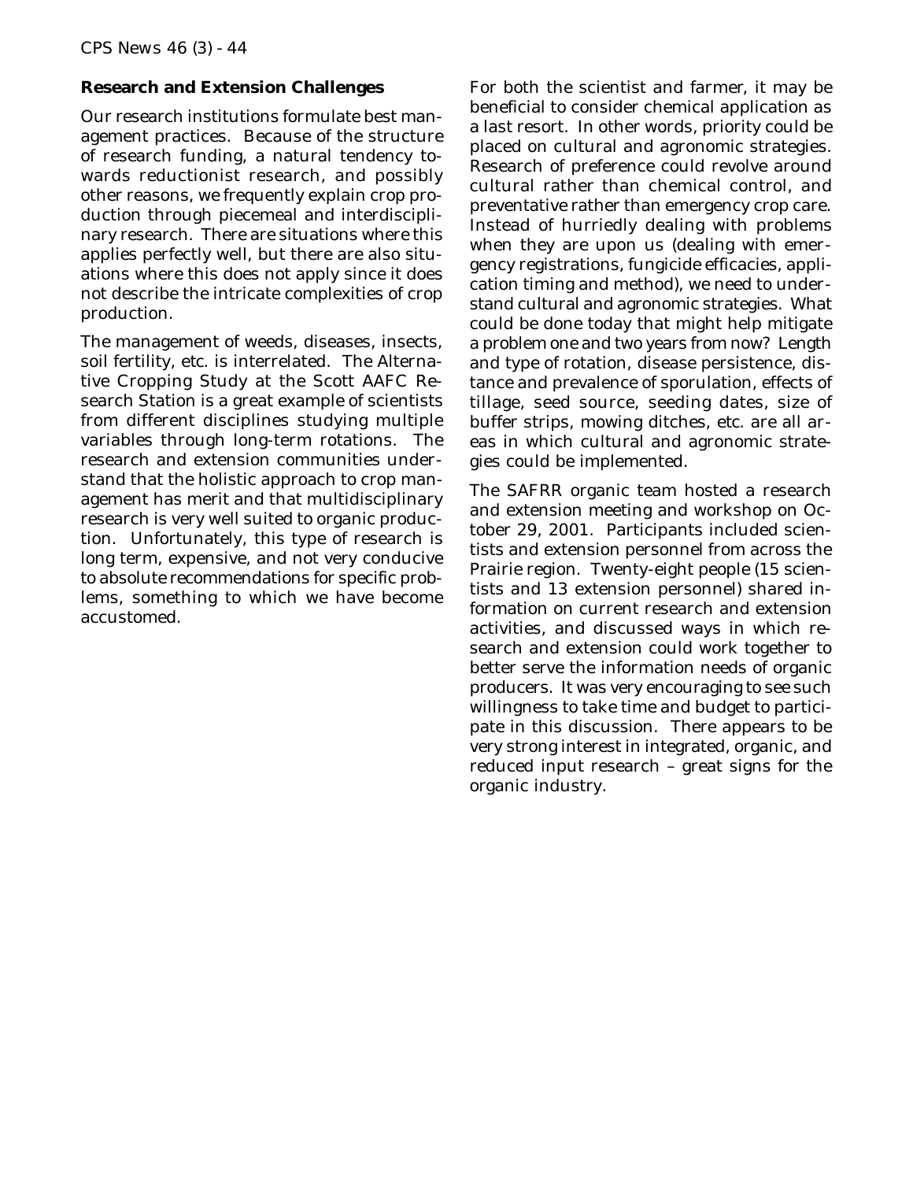## Research and Extension Challenges

Our research institutions formulate best management practices. Because of the structure of research funding, a natural tendency towards reductionist research, and possibly other reasons, we frequently explain crop production through piecemeal and interdisciplinary research. There are situations where this applies perfectly well, but there are also situations where this does not apply since it does not describe the intricate complexities of crop production.

The management of weeds, diseases, insects, soil fertility, etc. is interrelated. The Alternative Cropping Study at the Scott AAFC Research Station is a great example of scientists from different disciplines studying multiple variables through long-term rotations. The research and extension communities understand that the holistic approach to crop management has merit and that multidisciplinary research is very well suited to organic production. Unfortunately, this type of research is long term, expensive, and not very conducive to absolute recommendations for specific problems, something to which we have become accustomed.

For both the scientist and farmer, it may be beneficial to consider chemical application as a last resort. In other words, priority could be placed on cultural and agronomic strategies. Research of preference could revolve around cultural rather than chemical control, and preventative rather than emergency crop care. Instead of hurriedly dealing with problems when they are upon us (dealing with emergency registrations, fungicide efficacies, application timing and method), we need to understand cultural and agronomic strategies. What could be done today that might help mitigate a problem one and two years from now? Length and type of rotation, disease persistence, distance and prevalence of sporulation, effects of tillage, seed source, seeding dates, size of buffer strips, mowing ditches, etc. are all areas in which cultural and agronomic strategies could be implemented.

The SAFRR organic team hosted a research and extension meeting and workshop on October 29, 2001. Participants included scientists and extension personnel from across the Prairie region. Twenty-eight people (15 scientists and 13 extension personnel) shared information on current research and extension activities, and discussed ways in which research and extension could work together to better serve the information needs of organic producers. It was very encouraging to see such willingness to take time and budget to participate in this discussion. There appears to be very strong interest in integrated, organic, and reduced input research – great signs for the organic industry.